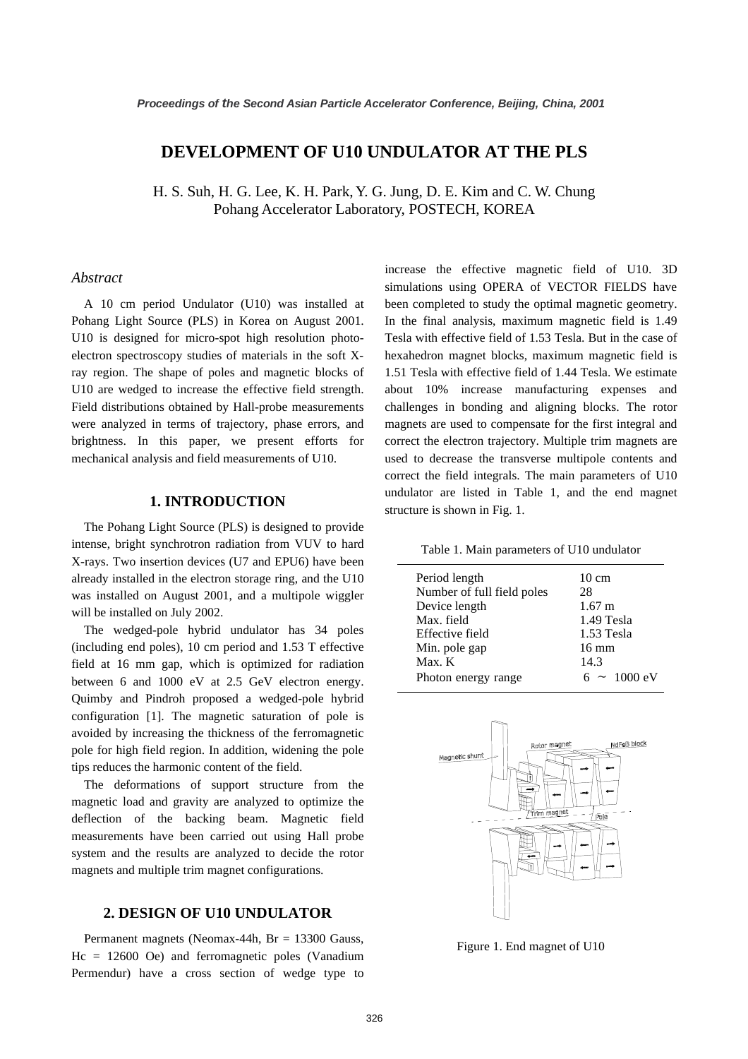# DEVELOPMENT OF U10 UNDULATOR AT THE PLS

H. S. Suh, H. G. Lee, K. H. Park, Y. G. Jung, D. E. Kim and C. W. Chung
Pohang Accelerator Laboratory, POSTECH, KOREA

## *Abstract*

A 10 cm period Undulator (U10) was installed at Pohang Light Source (PLS) in Korea on August 2001. U10 is designed for micro-spot high resolution photo-electron spectroscopy studies of materials in the soft X-ray region. The shape of poles and magnetic blocks of U10 are wedged to increase the effective field strength. Field distributions obtained by Hall-probe measurements were analyzed in terms of trajectory, phase errors, and brightness. In this paper, we present efforts for mechanical analysis and field measurements of U10.

## 1. INTRODUCTION

The Pohang Light Source (PLS) is designed to provide intense, bright synchrotron radiation from VUV to hard X-rays. Two insertion devices (U7 and EPU6) have been already installed in the electron storage ring, and the U10 was installed on August 2001, and a multipole wiggler will be installed on July 2002.

The wedged-pole hybrid undulator has 34 poles (including end poles), 10 cm period and 1.53 T effective field at 16 mm gap, which is optimized for radiation between 6 and 1000 eV at 2.5 GeV electron energy. Quimby and Pindroh proposed a wedged-pole hybrid configuration [1]. The magnetic saturation of pole is avoided by increasing the thickness of the ferromagnetic pole for high field region. In addition, widening the pole tips reduces the harmonic content of the field.

The deformations of support structure from the magnetic load and gravity are analyzed to optimize the deflection of the backing beam. Magnetic field measurements have been carried out using Hall probe system and the results are analyzed to decide the rotor magnets and multiple trim magnet configurations.

## 2. DESIGN OF U10 UNDULATOR

Permanent magnets (Neomax-44h, Br = 13300 Gauss, Hc = 12600 Oe) and ferromagnetic poles (Vanadium Permendur) have a cross section of wedge type to increase the effective magnetic field of U10. 3D simulations using OPERA of VECTOR FIELDS have been completed to study the optimal magnetic geometry. In the final analysis, maximum magnetic field is 1.49 Tesla with effective field of 1.53 Tesla. But in the case of hexahedron magnet blocks, maximum magnetic field is 1.51 Tesla with effective field of 1.44 Tesla. We estimate about 10% increase manufacturing expenses and challenges in bonding and aligning blocks. The rotor magnets are used to compensate for the first integral and correct the electron trajectory. Multiple trim magnets are used to decrease the transverse multipole contents and correct the field integrals. The main parameters of U10 undulator are listed in Table 1, and the end magnet structure is shown in Fig. 1.

Table 1. Main parameters of U10 undulator

| Parameter | Value |
|---|---|
| Period length | 10 cm |
| Number of full field poles | 28 |
| Device length | 1.67 m |
| Max. field | 1.49 Tesla |
| Effective field | 1.53 Tesla |
| Min. pole gap | 16 mm |
| Max. K | 14.3 |
| Photon energy range | 6 ~ 1000 eV |

Figure 1. End magnet of U10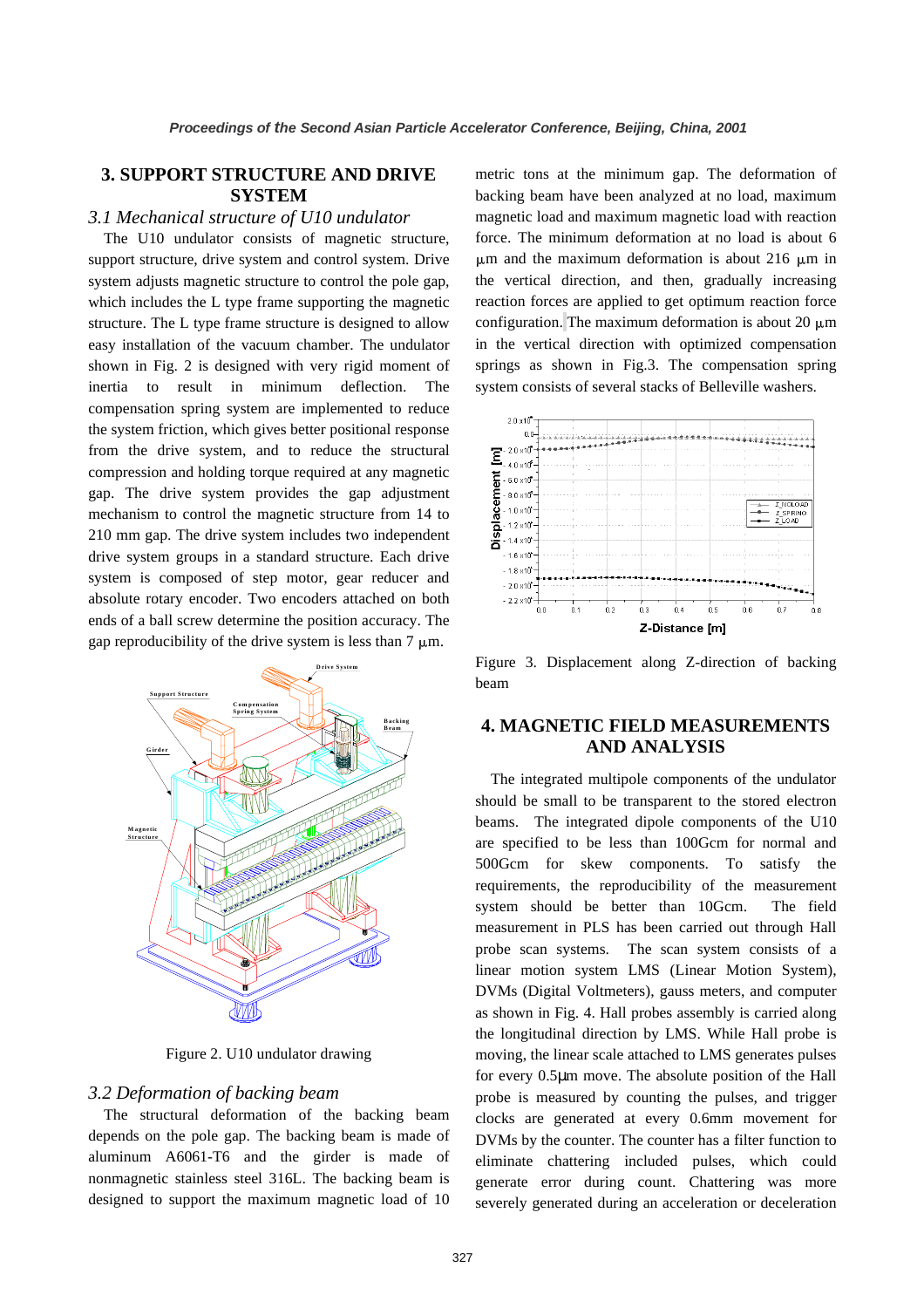## 3. SUPPORT STRUCTURE AND DRIVE SYSTEM

### *3.1 Mechanical structure of U10 undulator*

The U10 undulator consists of magnetic structure, support structure, drive system and control system. Drive system adjusts magnetic structure to control the pole gap, which includes the L type frame supporting the magnetic structure. The L type frame structure is designed to allow easy installation of the vacuum chamber. The undulator shown in Fig. 2 is designed with very rigid moment of inertia to result in minimum deflection. The compensation spring system are implemented to reduce the system friction, which gives better positional response from the drive system, and to reduce the structural compression and holding torque required at any magnetic gap. The drive system provides the gap adjustment mechanism to control the magnetic structure from 14 to 210 mm gap. The drive system includes two independent drive system groups in a standard structure. Each drive system is composed of step motor, gear reducer and absolute rotary encoder. Two encoders attached on both ends of a ball screw determine the position accuracy. The gap reproducibility of the drive system is less than 7 $\mu$m.

Figure 2. U10 undulator drawing

### *3.2 Deformation of backing beam*

The structural deformation of the backing beam depends on the pole gap. The backing beam is made of aluminum A6061-T6 and the girder is made of nonmagnetic stainless steel 316L. The backing beam is designed to support the maximum magnetic load of 10 metric tons at the minimum gap. The deformation of backing beam have been analyzed at no load, maximum magnetic load and maximum magnetic load with reaction force. The minimum deformation at no load is about 6 $\mu$m and the maximum deformation is about 216 $\mu$m in the vertical direction, and then, gradually increasing reaction forces are applied to get optimum reaction force configuration. The maximum deformation is about 20 $\mu$m in the vertical direction with optimized compensation springs as shown in Fig.3. The compensation spring system consists of several stacks of Belleville washers.

Figure 3. Displacement along Z-direction of backing beam

## 4. MAGNETIC FIELD MEASUREMENTS AND ANALYSIS

The integrated multipole components of the undulator should be small to be transparent to the stored electron beams. The integrated dipole components of the U10 are specified to be less than 100Gcm for normal and 500Gcm for skew components. To satisfy the requirements, the reproducibility of the measurement system should be better than 10Gcm. The field measurement in PLS has been carried out through Hall probe scan systems. The scan system consists of a linear motion system LMS (Linear Motion System), DVMs (Digital Voltmeters), gauss meters, and computer as shown in Fig. 4. Hall probes assembly is carried along the longitudinal direction by LMS. While Hall probe is moving, the linear scale attached to LMS generates pulses for every 0.5$\mu$m move. The absolute position of the Hall probe is measured by counting the pulses, and trigger clocks are generated at every 0.6mm movement for DVMs by the counter. The counter has a filter function to eliminate chattering included pulses, which could generate error during count. Chattering was more severely generated during an acceleration or deceleration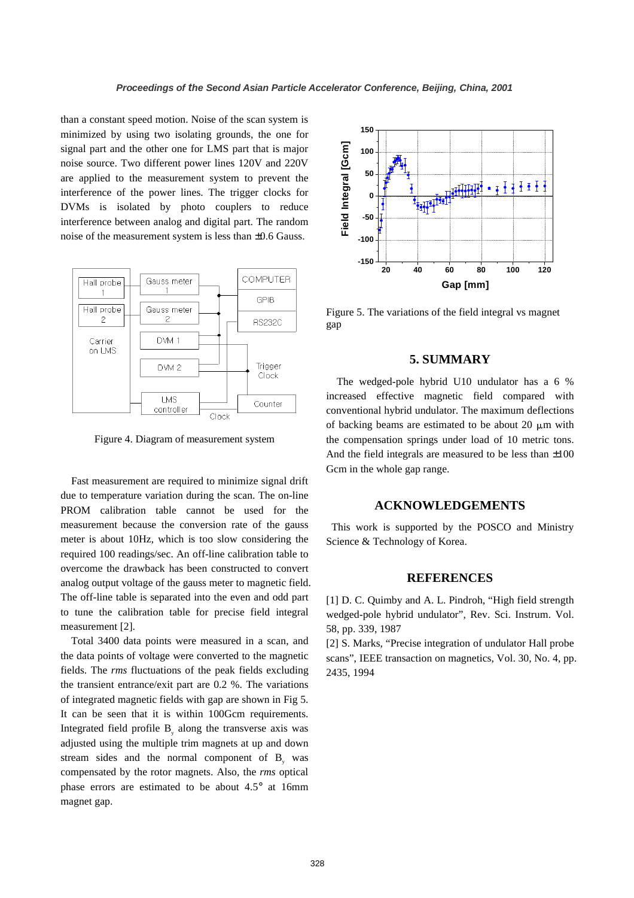than a constant speed motion. Noise of the scan system is minimized by using two isolating grounds, the one for signal part and the other one for LMS part that is major noise source. Two different power lines 120V and 220V are applied to the measurement system to prevent the interference of the power lines. The trigger clocks for DVMs is isolated by photo couplers to reduce interference between analog and digital part. The random noise of the measurement system is less than ±0.6 Gauss.

Hall probe 1
Hall probe 2
Carrier on LMS
Gauss meter 1
Gauss meter 2
DVM 1
DVM 2
LMS controller
COMPUTER
GPIB
RS232C
Trigger Clock
Counter
Clock

Figure 4. Diagram of measurement system

Fast measurement are required to minimize signal drift due to temperature variation during the scan. The on-line PROM calibration table cannot be used for the measurement because the conversion rate of the gauss meter is about 10Hz, which is too slow considering the required 100 readings/sec. An off-line calibration table to overcome the drawback has been constructed to convert analog output voltage of the gauss meter to magnetic field. The off-line table is separated into the even and odd part to tune the calibration table for precise field integral measurement [2].

Total 3400 data points were measured in a scan, and the data points of voltage were converted to the magnetic fields. The *rms* fluctuations of the peak fields excluding the transient entrance/exit part are 0.2 %. The variations of integrated magnetic fields with gap are shown in Fig 5. It can be seen that it is within 100Gcm requirements. Integrated field profile $B_y$ along the transverse axis was adjusted using the multiple trim magnets at up and down stream sides and the normal component of $B_y$ was compensated by the rotor magnets. Also, the *rms* optical phase errors are estimated to be about 4.5° at 16mm magnet gap.

Field Integral [Gcm]
150
100
50
0
-50
-100
-150
20
40
60
80
100
120
Gap [mm]

Figure 5. The variations of the field integral vs magnet gap

## 5. SUMMARY

The wedged-pole hybrid U10 undulator has a 6 % increased effective magnetic field compared with conventional hybrid undulator. The maximum deflections of backing beams are estimated to be about 20 μm with the compensation springs under load of 10 metric tons. And the field integrals are measured to be less than ±100 Gcm in the whole gap range.

## ACKNOWLEDGEMENTS

This work is supported by the POSCO and Ministry Science & Technology of Korea.

## REFERENCES

[1] D. C. Quimby and A. L. Pindroh, "High field strength wedged-pole hybrid undulator", Rev. Sci. Instrum. Vol. 58, pp. 339, 1987

[2] S. Marks, "Precise integration of undulator Hall probe scans", IEEE transaction on magnetics, Vol. 30, No. 4, pp. 2435, 1994